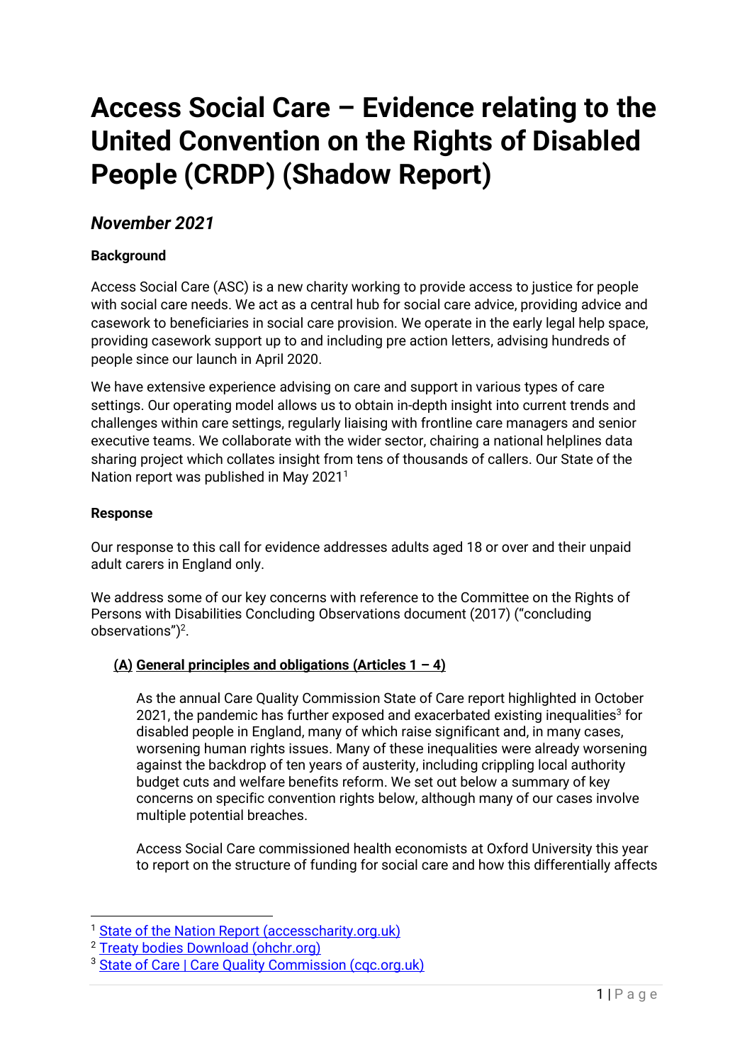# Access Social Care – Evidence relating to the United Convention on the Rights of Disabled People (CRDP) (Shadow Report)

## *November 2021*

**Background**

Access Social Care (ASC) is a new charity working to provide access to justice for people with social care needs. We act as a central hub for social care advice, providing advice and casework to beneficiaries in social care provision. We operate in the early legal help space, providing casework support up to and including pre action letters, advising hundreds of people since our launch in April 2020.

We have extensive experience advising on care and support in various types of care settings. Our operating model allows us to obtain in-depth insight into current trends and challenges within care settings, regularly liaising with frontline care managers and senior executive teams. We collaborate with the wider sector, chairing a national helplines data sharing project which collates insight from tens of thousands of callers. Our State of the Nation report was published in May 2021[1]

**Response**

Our response to this call for evidence addresses adults aged 18 or over and their unpaid adult carers in England only.

We address some of our key concerns with reference to the Committee on the Rights of Persons with Disabilities Concluding Observations document (2017) ("concluding observations")[2].

**(A) General principles and obligations (Articles 1 – 4)**

As the annual Care Quality Commission State of Care report highlighted in October 2021, the pandemic has further exposed and exacerbated existing inequalities[3] for disabled people in England, many of which raise significant and, in many cases, worsening human rights issues. Many of these inequalities were already worsening against the backdrop of ten years of austerity, including crippling local authority budget cuts and welfare benefits reform. We set out below a summary of key concerns on specific convention rights below, although many of our cases involve multiple potential breaches.

Access Social Care commissioned health economists at Oxford University this year to report on the structure of funding for social care and how this differentially affects

---

[1] State of the Nation Report (accesscharity.org.uk)

[2] Treaty bodies Download (ohchr.org)

[3] State of Care | Care Quality Commission (cqc.org.uk)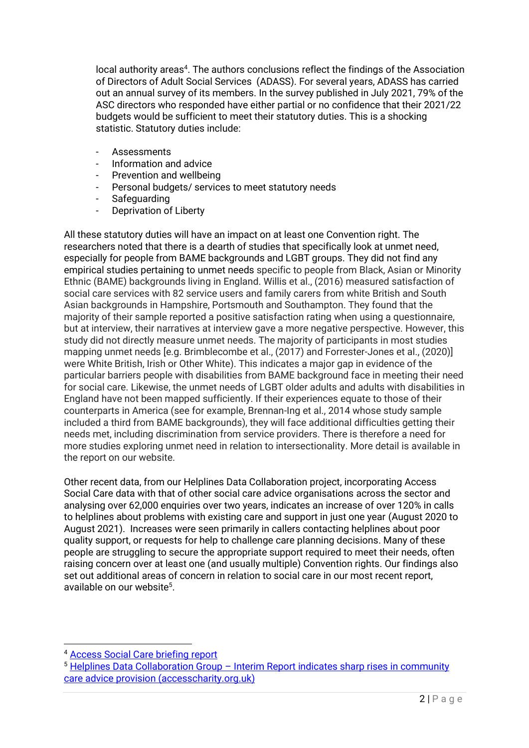local authority areas[4]. The authors conclusions reflect the findings of the Association of Directors of Adult Social Services (ADASS). For several years, ADASS has carried out an annual survey of its members. In the survey published in July 2021, 79% of the ASC directors who responded have either partial or no confidence that their 2021/22 budgets would be sufficient to meet their statutory duties. This is a shocking statistic. Statutory duties include:

- Assessments
- Information and advice
- Prevention and wellbeing
- Personal budgets/ services to meet statutory needs
- Safeguarding
- Deprivation of Liberty

All these statutory duties will have an impact on at least one Convention right. The researchers noted that there is a dearth of studies that specifically look at unmet need, especially for people from BAME backgrounds and LGBT groups. They did not find any empirical studies pertaining to unmet needs specific to people from Black, Asian or Minority Ethnic (BAME) backgrounds living in England. Willis et al., (2016) measured satisfaction of social care services with 82 service users and family carers from white British and South Asian backgrounds in Hampshire, Portsmouth and Southampton. They found that the majority of their sample reported a positive satisfaction rating when using a questionnaire, but at interview, their narratives at interview gave a more negative perspective. However, this study did not directly measure unmet needs. The majority of participants in most studies mapping unmet needs [e.g. Brimblecombe et al., (2017) and Forrester-Jones et al., (2020)] were White British, Irish or Other White). This indicates a major gap in evidence of the particular barriers people with disabilities from BAME background face in meeting their need for social care. Likewise, the unmet needs of LGBT older adults and adults with disabilities in England have not been mapped sufficiently. If their experiences equate to those of their counterparts in America (see for example, Brennan-Ing et al., 2014 whose study sample included a third from BAME backgrounds), they will face additional difficulties getting their needs met, including discrimination from service providers. There is therefore a need for more studies exploring unmet need in relation to intersectionality. More detail is available in the report on our website.

Other recent data, from our Helplines Data Collaboration project, incorporating Access Social Care data with that of other social care advice organisations across the sector and analysing over 62,000 enquiries over two years, indicates an increase of over 120% in calls to helplines about problems with existing care and support in just one year (August 2020 to August 2021). Increases were seen primarily in callers contacting helplines about poor quality support, or requests for help to challenge care planning decisions. Many of these people are struggling to secure the appropriate support required to meet their needs, often raising concern over at least one (and usually multiple) Convention rights. Our findings also set out additional areas of concern in relation to social care in our most recent report, available on our website[5].

---

[4] Access Social Care briefing report

[5] Helplines Data Collaboration Group – Interim Report indicates sharp rises in community care advice provision (accesscharity.org.uk)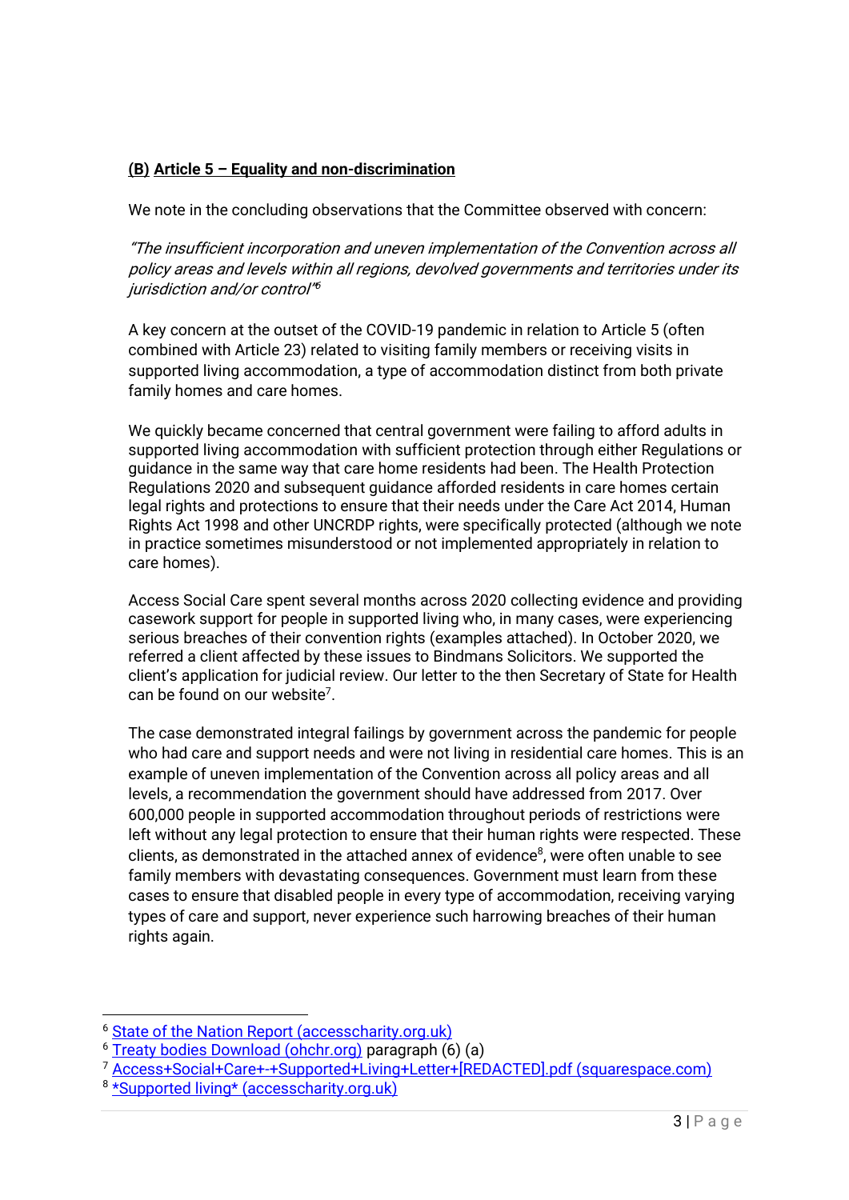**(B) Article 5 – Equality and non-discrimination**

We note in the concluding observations that the Committee observed with concern:

*"The insufficient incorporation and uneven implementation of the Convention across all policy areas and levels within all regions, devolved governments and territories under its jurisdiction and/or control"*[6]

A key concern at the outset of the COVID-19 pandemic in relation to Article 5 (often combined with Article 23) related to visiting family members or receiving visits in supported living accommodation, a type of accommodation distinct from both private family homes and care homes.

We quickly became concerned that central government were failing to afford adults in supported living accommodation with sufficient protection through either Regulations or guidance in the same way that care home residents had been. The Health Protection Regulations 2020 and subsequent guidance afforded residents in care homes certain legal rights and protections to ensure that their needs under the Care Act 2014, Human Rights Act 1998 and other UNCRDP rights, were specifically protected (although we note in practice sometimes misunderstood or not implemented appropriately in relation to care homes).

Access Social Care spent several months across 2020 collecting evidence and providing casework support for people in supported living who, in many cases, were experiencing serious breaches of their convention rights (examples attached). In October 2020, we referred a client affected by these issues to Bindmans Solicitors. We supported the client's application for judicial review. Our letter to the then Secretary of State for Health can be found on our website[7].

The case demonstrated integral failings by government across the pandemic for people who had care and support needs and were not living in residential care homes. This is an example of uneven implementation of the Convention across all policy areas and all levels, a recommendation the government should have addressed from 2017. Over 600,000 people in supported accommodation throughout periods of restrictions were left without any legal protection to ensure that their human rights were respected. These clients, as demonstrated in the attached annex of evidence[8], were often unable to see family members with devastating consequences. Government must learn from these cases to ensure that disabled people in every type of accommodation, receiving varying types of care and support, never experience such harrowing breaches of their human rights again.

---

[6] State of the Nation Report (accesscharity.org.uk)

[6] Treaty bodies Download (ohchr.org) paragraph (6) (a)

[7] Access+Social+Care+-+Supported+Living+Letter+[REDACTED].pdf (squarespace.com)

[8] *Supported living* (accesscharity.org.uk)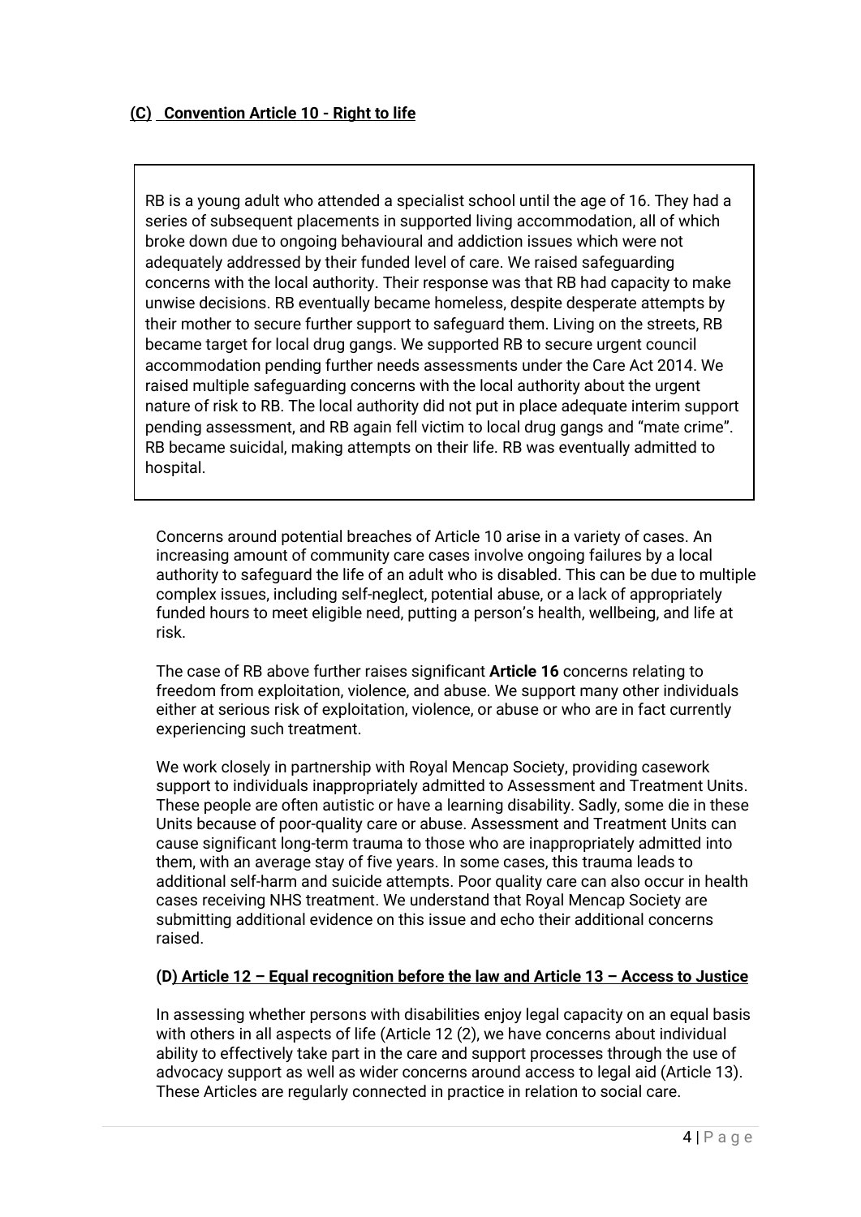## **(C) Convention Article 10 - Right to life**

> RB is a young adult who attended a specialist school until the age of 16. They had a series of subsequent placements in supported living accommodation, all of which broke down due to ongoing behavioural and addiction issues which were not adequately addressed by their funded level of care. We raised safeguarding concerns with the local authority. Their response was that RB had capacity to make unwise decisions. RB eventually became homeless, despite desperate attempts by their mother to secure further support to safeguard them. Living on the streets, RB became target for local drug gangs. We supported RB to secure urgent council accommodation pending further needs assessments under the Care Act 2014. We raised multiple safeguarding concerns with the local authority about the urgent nature of risk to RB. The local authority did not put in place adequate interim support pending assessment, and RB again fell victim to local drug gangs and "mate crime". RB became suicidal, making attempts on their life. RB was eventually admitted to hospital.

Concerns around potential breaches of Article 10 arise in a variety of cases. An increasing amount of community care cases involve ongoing failures by a local authority to safeguard the life of an adult who is disabled. This can be due to multiple complex issues, including self-neglect, potential abuse, or a lack of appropriately funded hours to meet eligible need, putting a person's health, wellbeing, and life at risk.

The case of RB above further raises significant **Article 16** concerns relating to freedom from exploitation, violence, and abuse. We support many other individuals either at serious risk of exploitation, violence, or abuse or who are in fact currently experiencing such treatment.

We work closely in partnership with Royal Mencap Society, providing casework support to individuals inappropriately admitted to Assessment and Treatment Units. These people are often autistic or have a learning disability. Sadly, some die in these Units because of poor-quality care or abuse. Assessment and Treatment Units can cause significant long-term trauma to those who are inappropriately admitted into them, with an average stay of five years. In some cases, this trauma leads to additional self-harm and suicide attempts. Poor quality care can also occur in health cases receiving NHS treatment. We understand that Royal Mencap Society are submitting additional evidence on this issue and echo their additional concerns raised.

## **(D) Article 12 – Equal recognition before the law and Article 13 – Access to Justice**

In assessing whether persons with disabilities enjoy legal capacity on an equal basis with others in all aspects of life (Article 12 (2), we have concerns about individual ability to effectively take part in the care and support processes through the use of advocacy support as well as wider concerns around access to legal aid (Article 13). These Articles are regularly connected in practice in relation to social care.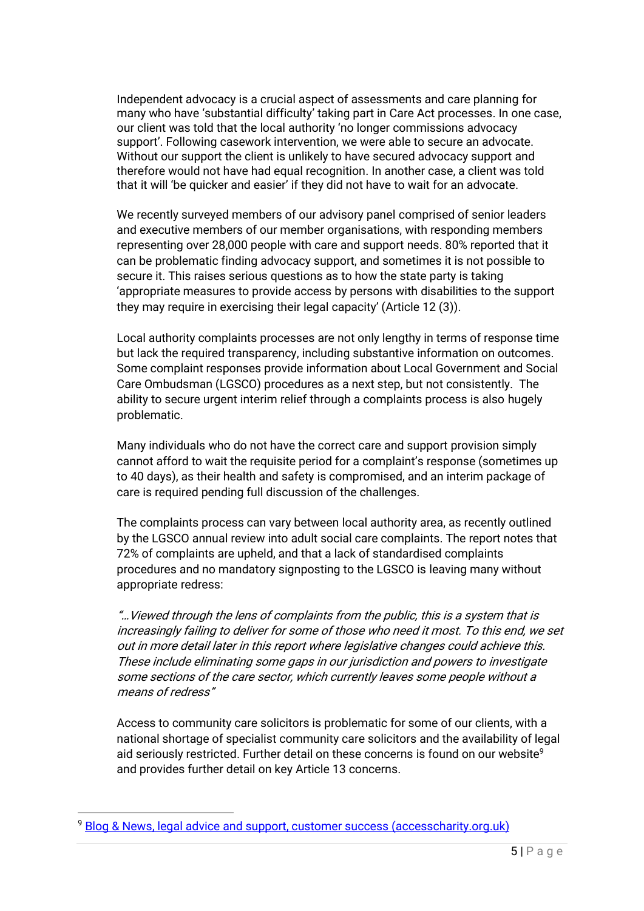Independent advocacy is a crucial aspect of assessments and care planning for many who have 'substantial difficulty' taking part in Care Act processes. In one case, our client was told that the local authority 'no longer commissions advocacy support'. Following casework intervention, we were able to secure an advocate. Without our support the client is unlikely to have secured advocacy support and therefore would not have had equal recognition. In another case, a client was told that it will 'be quicker and easier' if they did not have to wait for an advocate.

We recently surveyed members of our advisory panel comprised of senior leaders and executive members of our member organisations, with responding members representing over 28,000 people with care and support needs. 80% reported that it can be problematic finding advocacy support, and sometimes it is not possible to secure it. This raises serious questions as to how the state party is taking 'appropriate measures to provide access by persons with disabilities to the support they may require in exercising their legal capacity' (Article 12 (3)).

Local authority complaints processes are not only lengthy in terms of response time but lack the required transparency, including substantive information on outcomes. Some complaint responses provide information about Local Government and Social Care Ombudsman (LGSCO) procedures as a next step, but not consistently. The ability to secure urgent interim relief through a complaints process is also hugely problematic.

Many individuals who do not have the correct care and support provision simply cannot afford to wait the requisite period for a complaint's response (sometimes up to 40 days), as their health and safety is compromised, and an interim package of care is required pending full discussion of the challenges.

The complaints process can vary between local authority area, as recently outlined by the LGSCO annual review into adult social care complaints. The report notes that 72% of complaints are upheld, and that a lack of standardised complaints procedures and no mandatory signposting to the LGSCO is leaving many without appropriate redress:

*"…Viewed through the lens of complaints from the public, this is a system that is increasingly failing to deliver for some of those who need it most. To this end, we set out in more detail later in this report where legislative changes could achieve this. These include eliminating some gaps in our jurisdiction and powers to investigate some sections of the care sector, which currently leaves some people without a means of redress"*

Access to community care solicitors is problematic for some of our clients, with a national shortage of specialist community care solicitors and the availability of legal aid seriously restricted. Further detail on these concerns is found on our website[9] and provides further detail on key Article 13 concerns.

---

[9] Blog & News, legal advice and support, customer success (accesscharity.org.uk)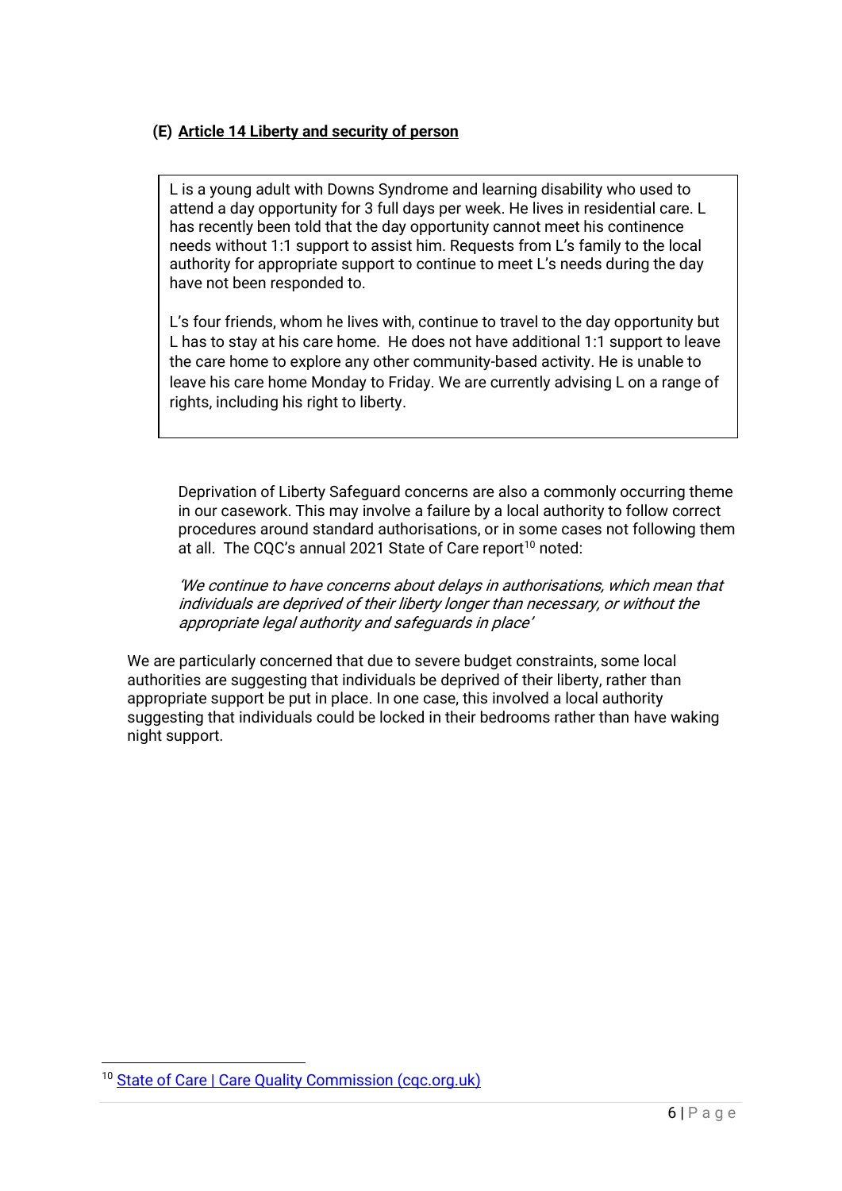### (E) <u>Article 14 Liberty and security of person</u>

> L is a young adult with Downs Syndrome and learning disability who used to attend a day opportunity for 3 full days per week. He lives in residential care. L has recently been told that the day opportunity cannot meet his continence needs without 1:1 support to assist him. Requests from L's family to the local authority for appropriate support to continue to meet L's needs during the day have not been responded to.
>
> L's four friends, whom he lives with, continue to travel to the day opportunity but L has to stay at his care home. He does not have additional 1:1 support to leave the care home to explore any other community-based activity. He is unable to leave his care home Monday to Friday. We are currently advising L on a range of rights, including his right to liberty.

Deprivation of Liberty Safeguard concerns are also a commonly occurring theme in our casework. This may involve a failure by a local authority to follow correct procedures around standard authorisations, or in some cases not following them at all. The CQC's annual 2021 State of Care report[10] noted:

*'We continue to have concerns about delays in authorisations, which mean that individuals are deprived of their liberty longer than necessary, or without the appropriate legal authority and safeguards in place'*

We are particularly concerned that due to severe budget constraints, some local authorities are suggesting that individuals be deprived of their liberty, rather than appropriate support be put in place. In one case, this involved a local authority suggesting that individuals could be locked in their bedrooms rather than have waking night support.

---

[10] [State of Care | Care Quality Commission (cqc.org.uk)](https://www.cqc.org.uk)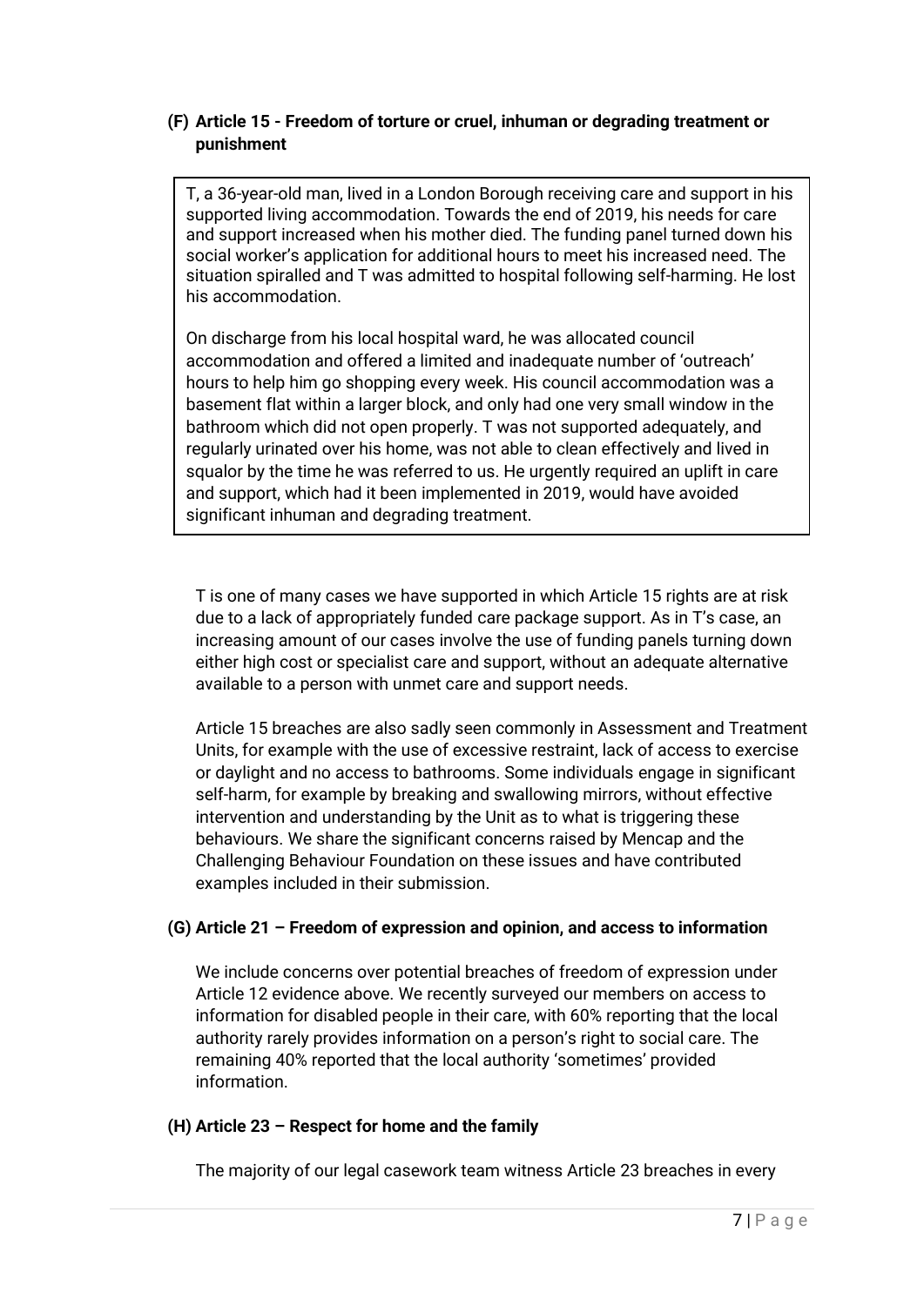### (F) Article 15 - Freedom of torture or cruel, inhuman or degrading treatment or punishment

> T, a 36-year-old man, lived in a London Borough receiving care and support in his supported living accommodation. Towards the end of 2019, his needs for care and support increased when his mother died. The funding panel turned down his social worker's application for additional hours to meet his increased need. The situation spiralled and T was admitted to hospital following self-harming. He lost his accommodation.
>
> On discharge from his local hospital ward, he was allocated council accommodation and offered a limited and inadequate number of 'outreach' hours to help him go shopping every week. His council accommodation was a basement flat within a larger block, and only had one very small window in the bathroom which did not open properly. T was not supported adequately, and regularly urinated over his home, was not able to clean effectively and lived in squalor by the time he was referred to us. He urgently required an uplift in care and support, which had it been implemented in 2019, would have avoided significant inhuman and degrading treatment.

T is one of many cases we have supported in which Article 15 rights are at risk due to a lack of appropriately funded care package support. As in T's case, an increasing amount of our cases involve the use of funding panels turning down either high cost or specialist care and support, without an adequate alternative available to a person with unmet care and support needs.

Article 15 breaches are also sadly seen commonly in Assessment and Treatment Units, for example with the use of excessive restraint, lack of access to exercise or daylight and no access to bathrooms. Some individuals engage in significant self-harm, for example by breaking and swallowing mirrors, without effective intervention and understanding by the Unit as to what is triggering these behaviours. We share the significant concerns raised by Mencap and the Challenging Behaviour Foundation on these issues and have contributed examples included in their submission.

### (G) Article 21 – Freedom of expression and opinion, and access to information

We include concerns over potential breaches of freedom of expression under Article 12 evidence above. We recently surveyed our members on access to information for disabled people in their care, with 60% reporting that the local authority rarely provides information on a person's right to social care. The remaining 40% reported that the local authority 'sometimes' provided information.

### (H) Article 23 – Respect for home and the family

The majority of our legal casework team witness Article 23 breaches in every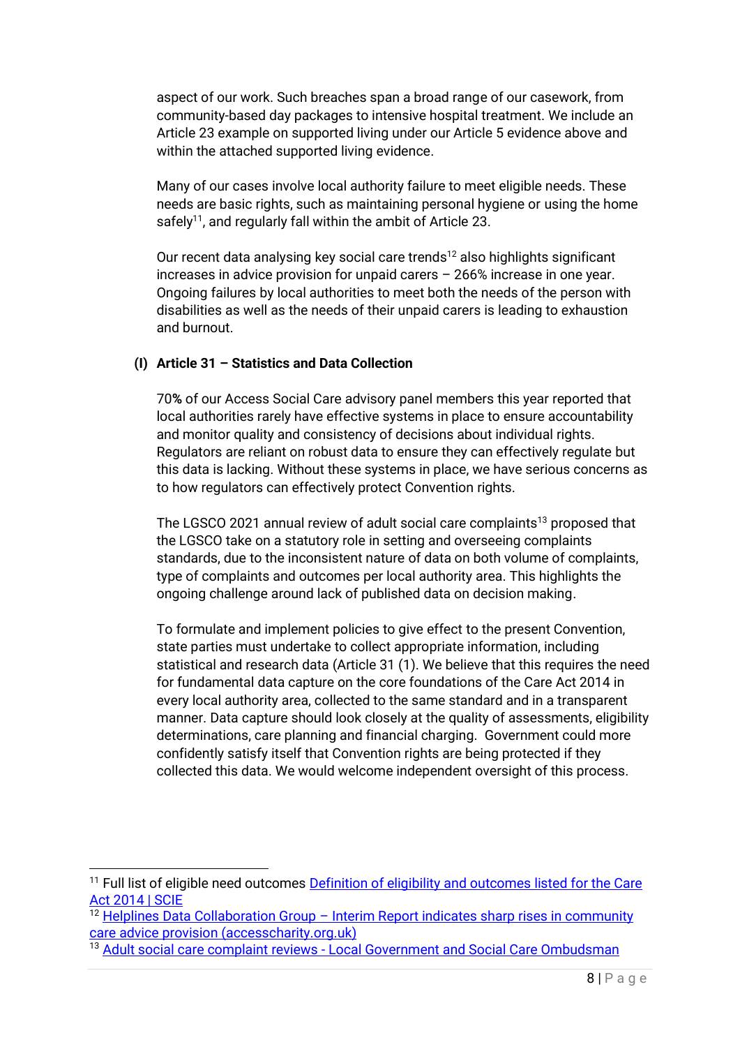aspect of our work. Such breaches span a broad range of our casework, from community-based day packages to intensive hospital treatment. We include an Article 23 example on supported living under our Article 5 evidence above and within the attached supported living evidence.

Many of our cases involve local authority failure to meet eligible needs. These needs are basic rights, such as maintaining personal hygiene or using the home safely[11], and regularly fall within the ambit of Article 23.

Our recent data analysing key social care trends[12] also highlights significant increases in advice provision for unpaid carers – 266% increase in one year. Ongoing failures by local authorities to meet both the needs of the person with disabilities as well as the needs of their unpaid carers is leading to exhaustion and burnout.

### (I) Article 31 – Statistics and Data Collection

70**%** of our Access Social Care advisory panel members this year reported that local authorities rarely have effective systems in place to ensure accountability and monitor quality and consistency of decisions about individual rights. Regulators are reliant on robust data to ensure they can effectively regulate but this data is lacking. Without these systems in place, we have serious concerns as to how regulators can effectively protect Convention rights.

The LGSCO 2021 annual review of adult social care complaints[13] proposed that the LGSCO take on a statutory role in setting and overseeing complaints standards, due to the inconsistent nature of data on both volume of complaints, type of complaints and outcomes per local authority area. This highlights the ongoing challenge around lack of published data on decision making.

To formulate and implement policies to give effect to the present Convention, state parties must undertake to collect appropriate information, including statistical and research data (Article 31 (1). We believe that this requires the need for fundamental data capture on the core foundations of the Care Act 2014 in every local authority area, collected to the same standard and in a transparent manner. Data capture should look closely at the quality of assessments, eligibility determinations, care planning and financial charging. Government could more confidently satisfy itself that Convention rights are being protected if they collected this data. We would welcome independent oversight of this process.

---

[11] Full list of eligible need outcomes [Definition of eligibility and outcomes listed for the Care Act 2014 | SCIE]

[12] [Helplines Data Collaboration Group – Interim Report indicates sharp rises in community care advice provision (accesscharity.org.uk)]

[13] [Adult social care complaint reviews - Local Government and Social Care Ombudsman]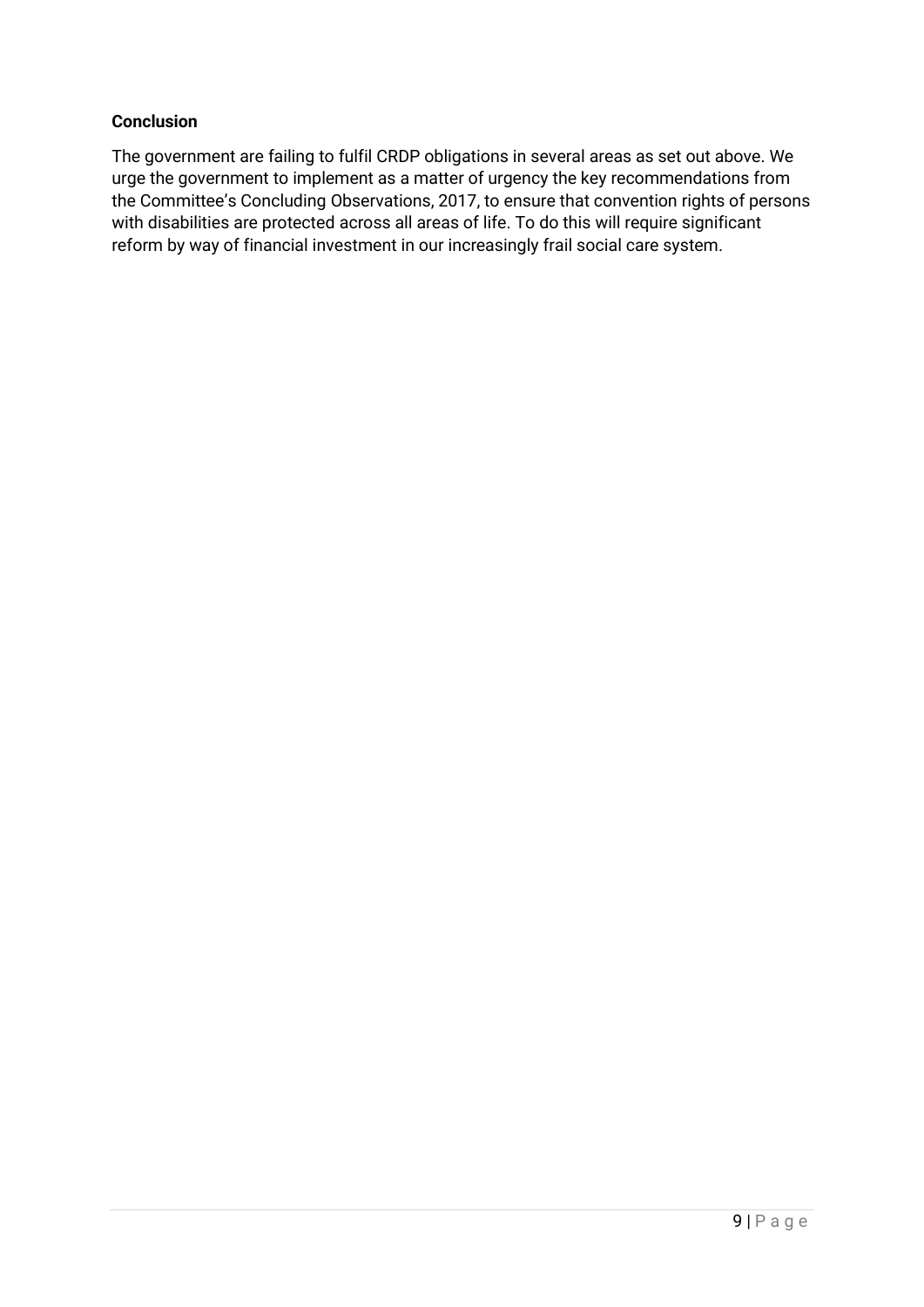**Conclusion**

The government are failing to fulfil CRDP obligations in several areas as set out above. We urge the government to implement as a matter of urgency the key recommendations from the Committee's Concluding Observations, 2017, to ensure that convention rights of persons with disabilities are protected across all areas of life. To do this will require significant reform by way of financial investment in our increasingly frail social care system.